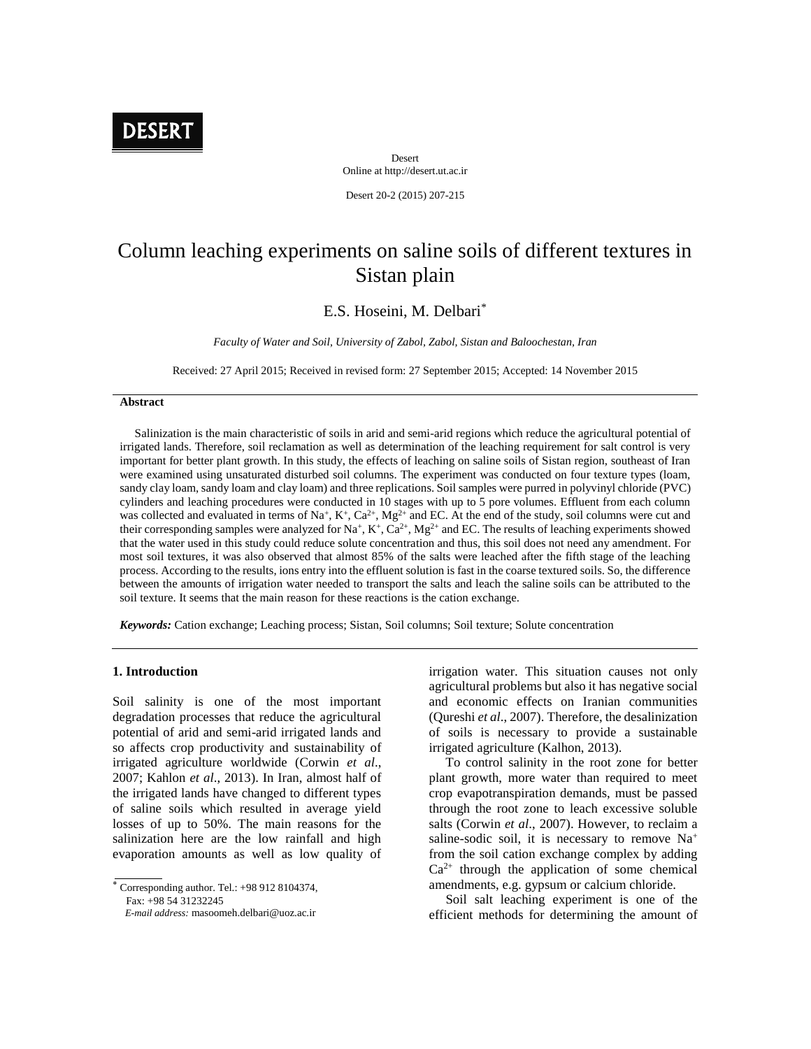# Column leaching experiments on saline soils of different textures in Sistan plain

E.S. Hoseini, M. Delbari*

*Faculty of Water and Soil, University of Zabol, Zabol, Sistan and Baloochestan, Iran*

Received: 27 April 2015; Received in revised form: 27 September 2015; Accepted: 14 November 2015

## Abstract

Salinization is the main characteristic of soils in arid and semi-arid regions which reduce the agricultural potential of irrigated lands. Therefore, soil reclamation as well as determination of the leaching requirement for salt control is very important for better plant growth. In this study, the effects of leaching on saline soils of Sistan region, southeast of Iran were examined using unsaturated disturbed soil columns. The experiment was conducted on four texture types (loam, sandy clay loam, sandy loam and clay loam) and three replications. Soil samples were purred in polyvinyl chloride (PVC) cylinders and leaching procedures were conducted in 10 stages with up to 5 pore volumes. Effluent from each column was collected and evaluated in terms of $Na^{+}$, $K^{+}$, $Ca^{2+}$, $Mg^{2+}$ and EC. At the end of the study, soil columns were cut and their corresponding samples were analyzed for $Na^{+}$, $K^{+}$, $Ca^{2+}$, $Mg^{2+}$ and EC. The results of leaching experiments showed that the water used in this study could reduce solute concentration and thus, this soil does not need any amendment. For most soil textures, it was also observed that almost 85% of the salts were leached after the fifth stage of the leaching process. According to the results, ions entry into the effluent solution is fast in the coarse textured soils. So, the difference between the amounts of irrigation water needed to transport the salts and leach the saline soils can be attributed to the soil texture. It seems that the main reason for these reactions is the cation exchange.

***Keywords:*** Cation exchange; Leaching process; Sistan, Soil columns; Soil texture; Solute concentration

## 1. Introduction

Soil salinity is one of the most important degradation processes that reduce the agricultural potential of arid and semi-arid irrigated lands and so affects crop productivity and sustainability of irrigated agriculture worldwide (Corwin *et al*., 2007; Kahlon *et al*., 2013). In Iran, almost half of the irrigated lands have changed to different types of saline soils which resulted in average yield losses of up to 50%. The main reasons for the salinization here are the low rainfall and high evaporation amounts as well as low quality of irrigation water. This situation causes not only agricultural problems but also it has negative social and economic effects on Iranian communities (Qureshi *et al*., 2007). Therefore, the desalinization of soils is necessary to provide a sustainable irrigated agriculture (Kalhon, 2013).

To control salinity in the root zone for better plant growth, more water than required to meet crop evapotranspiration demands, must be passed through the root zone to leach excessive soluble salts (Corwin *et al*., 2007). However, to reclaim a saline-sodic soil, it is necessary to remove $Na^{+}$ from the soil cation exchange complex by adding $Ca^{2+}$ through the application of some chemical amendments, e.g. gypsum or calcium chloride.

Soil salt leaching experiment is one of the efficient methods for determining the amount of

---

* Corresponding author. Tel.: +98 912 8104374, Fax: +98 54 31232245
*E-mail address:* masoomeh.delbari@uoz.ac.ir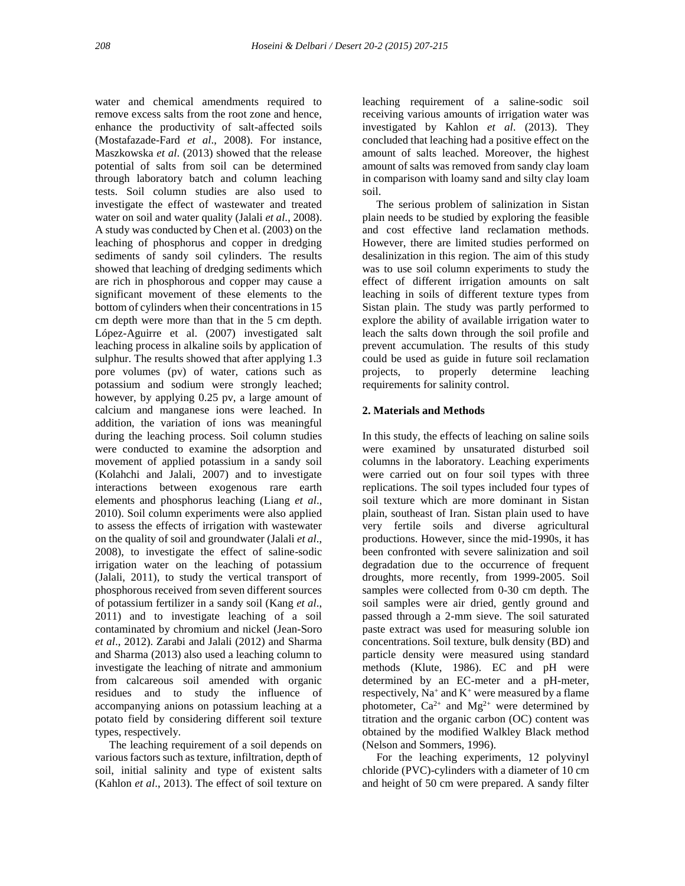water and chemical amendments required to remove excess salts from the root zone and hence, enhance the productivity of salt-affected soils (Mostafazade-Fard *et al*., 2008). For instance, Maszkowska *et al*. (2013) showed that the release potential of salts from soil can be determined through laboratory batch and column leaching tests. Soil column studies are also used to investigate the effect of wastewater and treated water on soil and water quality (Jalali *et al*., 2008). A study was conducted by Chen et al. (2003) on the leaching of phosphorus and copper in dredging sediments of sandy soil cylinders. The results showed that leaching of dredging sediments which are rich in phosphorous and copper may cause a significant movement of these elements to the bottom of cylinders when their concentrations in 15 cm depth were more than that in the 5 cm depth. López-Aguirre et al. (2007) investigated salt leaching process in alkaline soils by application of sulphur. The results showed that after applying 1.3 pore volumes (pv) of water, cations such as potassium and sodium were strongly leached; however, by applying 0.25 pv, a large amount of calcium and manganese ions were leached. In addition, the variation of ions was meaningful during the leaching process. Soil column studies were conducted to examine the adsorption and movement of applied potassium in a sandy soil (Kolahchi and Jalali, 2007) and to investigate interactions between exogenous rare earth elements and phosphorus leaching (Liang *et al*., 2010). Soil column experiments were also applied to assess the effects of irrigation with wastewater on the quality of soil and groundwater (Jalali *et al*., 2008), to investigate the effect of saline-sodic irrigation water on the leaching of potassium (Jalali, 2011), to study the vertical transport of phosphorous received from seven different sources of potassium fertilizer in a sandy soil (Kang *et al*., 2011) and to investigate leaching of a soil contaminated by chromium and nickel (Jean-Soro *et al*., 2012). Zarabi and Jalali (2012) and Sharma and Sharma (2013) also used a leaching column to investigate the leaching of nitrate and ammonium from calcareous soil amended with organic residues and to study the influence of accompanying anions on potassium leaching at a potato field by considering different soil texture types, respectively.

The leaching requirement of a soil depends on various factors such as texture, infiltration, depth of soil, initial salinity and type of existent salts (Kahlon *et al*., 2013). The effect of soil texture on leaching requirement of a saline-sodic soil receiving various amounts of irrigation water was investigated by Kahlon *et al*. (2013). They concluded that leaching had a positive effect on the amount of salts leached. Moreover, the highest amount of salts was removed from sandy clay loam in comparison with loamy sand and silty clay loam soil.

The serious problem of salinization in Sistan plain needs to be studied by exploring the feasible and cost effective land reclamation methods. However, there are limited studies performed on desalinization in this region. The aim of this study was to use soil column experiments to study the effect of different irrigation amounts on salt leaching in soils of different texture types from Sistan plain. The study was partly performed to explore the ability of available irrigation water to leach the salts down through the soil profile and prevent accumulation. The results of this study could be used as guide in future soil reclamation projects, to properly determine leaching requirements for salinity control.

## 2. Materials and Methods

In this study, the effects of leaching on saline soils were examined by unsaturated disturbed soil columns in the laboratory. Leaching experiments were carried out on four soil types with three replications. The soil types included four types of soil texture which are more dominant in Sistan plain, southeast of Iran. Sistan plain used to have very fertile soils and diverse agricultural productions. However, since the mid-1990s, it has been confronted with severe salinization and soil degradation due to the occurrence of frequent droughts, more recently, from 1999-2005. Soil samples were collected from 0-30 cm depth. The soil samples were air dried, gently ground and passed through a 2-mm sieve. The soil saturated paste extract was used for measuring soluble ion concentrations. Soil texture, bulk density (BD) and particle density were measured using standard methods (Klute, 1986). EC and pH were determined by an EC-meter and a pH-meter, respectively, $Na^{+}$ and $K^{+}$ were measured by a flame photometer, $Ca^{2+}$ and $Mg^{2+}$ were determined by titration and the organic carbon (OC) content was obtained by the modified Walkley Black method (Nelson and Sommers, 1996).

For the leaching experiments, 12 polyvinyl chloride (PVC)-cylinders with a diameter of 10 cm and height of 50 cm were prepared. A sandy filter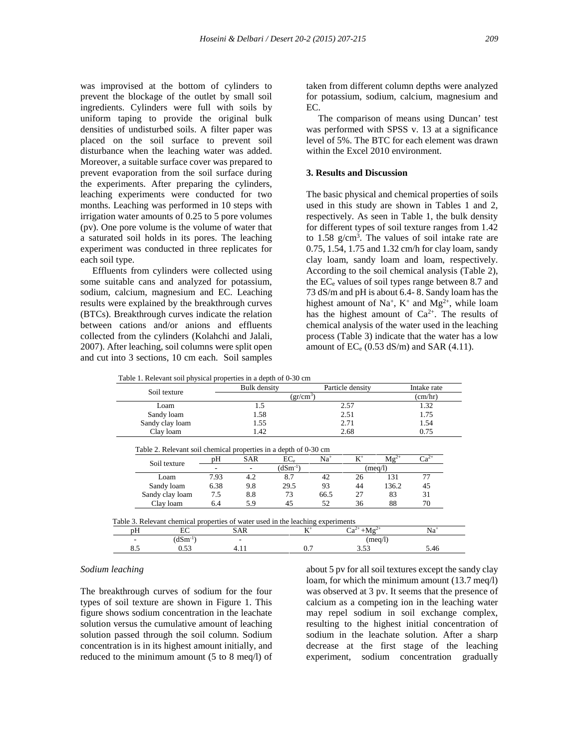was improvised at the bottom of cylinders to prevent the blockage of the outlet by small soil ingredients. Cylinders were full with soils by uniform taping to provide the original bulk densities of undisturbed soils. A filter paper was placed on the soil surface to prevent soil disturbance when the leaching water was added. Moreover, a suitable surface cover was prepared to prevent evaporation from the soil surface during the experiments. After preparing the cylinders, leaching experiments were conducted for two months. Leaching was performed in 10 steps with irrigation water amounts of 0.25 to 5 pore volumes (pv). One pore volume is the volume of water that a saturated soil holds in its pores. The leaching experiment was conducted in three replicates for each soil type.

Effluents from cylinders were collected using some suitable cans and analyzed for potassium, sodium, calcium, magnesium and EC. Leaching results were explained by the breakthrough curves (BTCs). Breakthrough curves indicate the relation between cations and/or anions and effluents collected from the cylinders (Kolahchi and Jalali, 2007). After leaching, soil columns were split open and cut into 3 sections, 10 cm each. Soil samples taken from different column depths were analyzed for potassium, sodium, calcium, magnesium and EC.

The comparison of means using Duncan' test was performed with SPSS v. 13 at a significance level of 5%. The BTC for each element was drawn within the Excel 2010 environment.

## 3. Results and Discussion

The basic physical and chemical properties of soils used in this study are shown in Tables 1 and 2, respectively. As seen in Table 1, the bulk density for different types of soil texture ranges from 1.42 to 1.58 g/cm$^3$. The values of soil intake rate are 0.75, 1.54, 1.75 and 1.32 cm/h for clay loam, sandy clay loam, sandy loam and loam, respectively. According to the soil chemical analysis (Table 2), the $EC_e$ values of soil types range between 8.7 and 73 dS/m and pH is about 6.4- 8. Sandy loam has the highest amount of $Na^+$, $K^+$ and $Mg^{2+}$, while loam has the highest amount of $Ca^{2+}$. The results of chemical analysis of the water used in the leaching process (Table 3) indicate that the water has a low amount of $EC_e$ (0.53 dS/m) and SAR (4.11).

Table 1. Relevant soil physical properties in a depth of 0-30 cm

| Soil texture | Bulk density | Particle density | Intake rate |
|---|---|---|---|
| | (gr/cm$^3$) | | (cm/hr) |
| Loam | 1.5 | 2.57 | 1.32 |
| Sandy loam | 1.58 | 2.51 | 1.75 |
| Sandy clay loam | 1.55 | 2.71 | 1.54 |
| Clay loam | 1.42 | 2.68 | 0.75 |

Table 2. Relevant soil chemical properties in a depth of 0-30 cm

| Soil texture | pH | SAR | $EC_e$ | $Na^+$ | $K^+$ | $Mg^{2+}$ | $Ca^{2+}$ |
|---|---|---|---|---|---|---|---|
| | - | - | (dSm$^{-1}$) | (meq/l) | | | |
| Loam | 7.93 | 4.2 | 8.7 | 42 | 26 | 131 | 77 |
| Sandy loam | 6.38 | 9.8 | 29.5 | 93 | 44 | 136.2 | 45 |
| Sandy clay loam | 7.5 | 8.8 | 73 | 66.5 | 27 | 83 | 31 |
| Clay loam | 6.4 | 5.9 | 45 | 52 | 36 | 88 | 70 |

Table 3. Relevant chemical properties of water used in the leaching experiments

| pH | EC | SAR | $K^+$ | $Ca^{2+}+Mg^{2+}$ | $Na^+$ |
|---|---|---|---|---|---|
| - | (dSm$^{-1}$) | - | (meq/l) | | |
| 8.5 | 0.53 | 4.11 | 0.7 | 3.53 | 5.46 |

### *Sodium leaching*

The breakthrough curves of sodium for the four types of soil texture are shown in Figure 1. This figure shows sodium concentration in the leachate solution versus the cumulative amount of leaching solution passed through the soil column. Sodium concentration is in its highest amount initially, and reduced to the minimum amount (5 to 8 meq/l) of about 5 pv for all soil textures except the sandy clay loam, for which the minimum amount (13.7 meq/l) was observed at 3 pv. It seems that the presence of calcium as a competing ion in the leaching water may repel sodium in soil exchange complex, resulting to the highest initial concentration of sodium in the leachate solution. After a sharp decrease at the first stage of the leaching experiment, sodium concentration gradually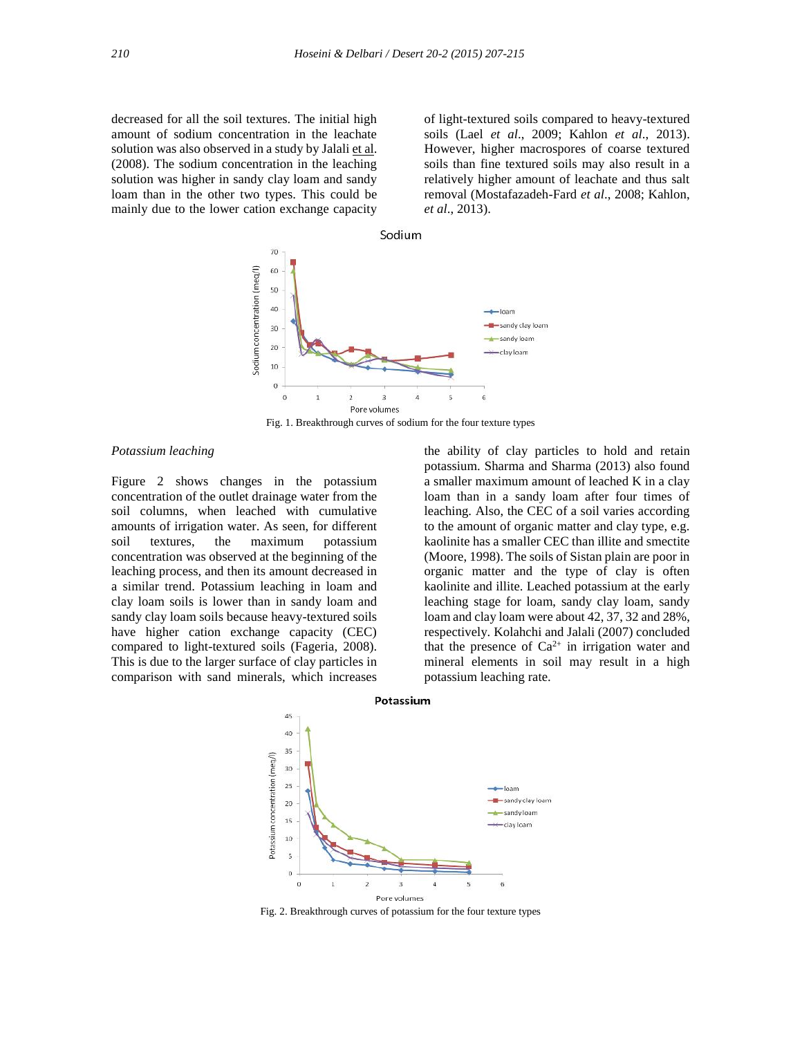decreased for all the soil textures. The initial high amount of sodium concentration in the leachate solution was also observed in a study by Jalali et al. (2008). The sodium concentration in the leaching solution was higher in sandy clay loam and sandy loam than in the other two types. This could be mainly due to the lower cation exchange capacity of light-textured soils compared to heavy-textured soils (Lael *et al*., 2009; Kahlon *et al*., 2013). However, higher macrospores of coarse textured soils than fine textured soils may also result in a relatively higher amount of leachate and thus salt removal (Mostafazadeh-Fard *et al*., 2008; Kahlon, *et al*., 2013).

Fig. 1. Breakthrough curves of sodium for the four texture types

### *Potassium leaching*

Figure 2 shows changes in the potassium concentration of the outlet drainage water from the soil columns, when leached with cumulative amounts of irrigation water. As seen, for different soil textures, the maximum potassium concentration was observed at the beginning of the leaching process, and then its amount decreased in a similar trend. Potassium leaching in loam and clay loam soils is lower than in sandy loam and sandy clay loam soils because heavy-textured soils have higher cation exchange capacity (CEC) compared to light-textured soils (Fageria, 2008). This is due to the larger surface of clay particles in comparison with sand minerals, which increases the ability of clay particles to hold and retain potassium. Sharma and Sharma (2013) also found a smaller maximum amount of leached K in a clay loam than in a sandy loam after four times of leaching. Also, the CEC of a soil varies according to the amount of organic matter and clay type, e.g. kaolinite has a smaller CEC than illite and smectite (Moore, 1998). The soils of Sistan plain are poor in organic matter and the type of clay is often kaolinite and illite. Leached potassium at the early leaching stage for loam, sandy clay loam, sandy loam and clay loam were about 42, 37, 32 and 28%, respectively. Kolahchi and Jalali (2007) concluded that the presence of $Ca^{2+}$ in irrigation water and mineral elements in soil may result in a high potassium leaching rate.

Fig. 2. Breakthrough curves of potassium for the four texture types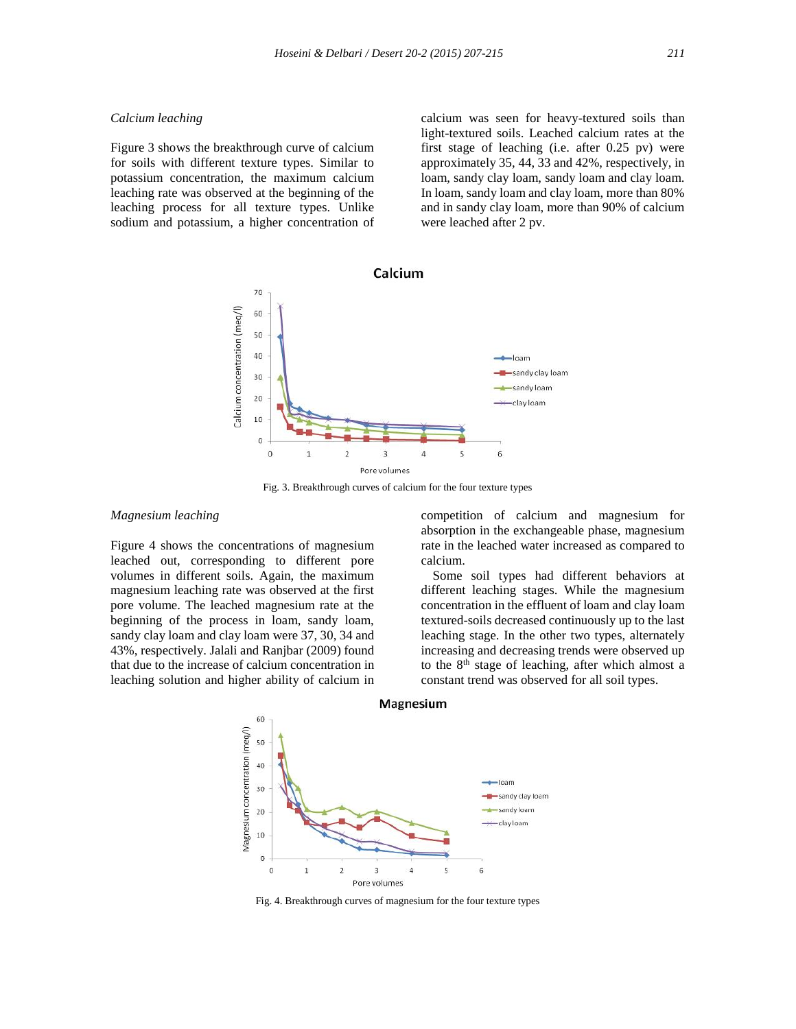*Calcium leaching*

Figure 3 shows the breakthrough curve of calcium for soils with different texture types. Similar to potassium concentration, the maximum calcium leaching rate was observed at the beginning of the leaching process for all texture types. Unlike sodium and potassium, a higher concentration of calcium was seen for heavy-textured soils than light-textured soils. Leached calcium rates at the first stage of leaching (i.e. after 0.25 pv) were approximately 35, 44, 33 and 42%, respectively, in loam, sandy clay loam, sandy loam and clay loam. In loam, sandy loam and clay loam, more than 80% and in sandy clay loam, more than 90% of calcium were leached after 2 pv.

Fig. 3. Breakthrough curves of calcium for the four texture types

*Magnesium leaching*

Figure 4 shows the concentrations of magnesium leached out, corresponding to different pore volumes in different soils. Again, the maximum magnesium leaching rate was observed at the first pore volume. The leached magnesium rate at the beginning of the process in loam, sandy loam, sandy clay loam and clay loam were 37, 30, 34 and 43%, respectively. Jalali and Ranjbar (2009) found that due to the increase of calcium concentration in leaching solution and higher ability of calcium in competition of calcium and magnesium for absorption in the exchangeable phase, magnesium rate in the leached water increased as compared to calcium.

Some soil types had different behaviors at different leaching stages. While the magnesium concentration in the effluent of loam and clay loam textured-soils decreased continuously up to the last leaching stage. In the other two types, alternately increasing and decreasing trends were observed up to the 8[th] stage of leaching, after which almost a constant trend was observed for all soil types.

Fig. 4. Breakthrough curves of magnesium for the four texture types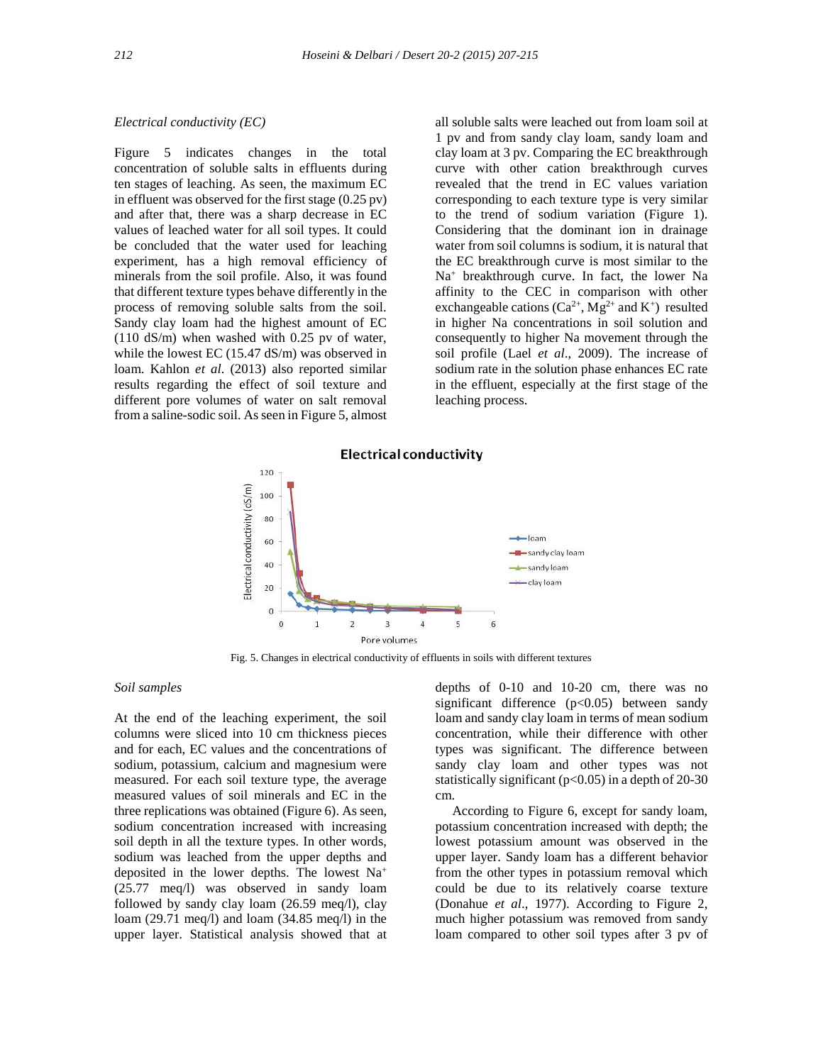### *Electrical conductivity (EC)*

Figure 5 indicates changes in the total concentration of soluble salts in effluents during ten stages of leaching. As seen, the maximum EC in effluent was observed for the first stage (0.25 pv) and after that, there was a sharp decrease in EC values of leached water for all soil types. It could be concluded that the water used for leaching experiment, has a high removal efficiency of minerals from the soil profile. Also, it was found that different texture types behave differently in the process of removing soluble salts from the soil. Sandy clay loam had the highest amount of EC (110 dS/m) when washed with 0.25 pv of water, while the lowest EC (15.47 dS/m) was observed in loam. Kahlon *et al*. (2013) also reported similar results regarding the effect of soil texture and different pore volumes of water on salt removal from a saline-sodic soil. As seen in Figure 5, almost all soluble salts were leached out from loam soil at 1 pv and from sandy clay loam, sandy loam and clay loam at 3 pv. Comparing the EC breakthrough curve with other cation breakthrough curves revealed that the trend in EC values variation corresponding to each texture type is very similar to the trend of sodium variation (Figure 1). Considering that the dominant ion in drainage water from soil columns is sodium, it is natural that the EC breakthrough curve is most similar to the $Na^+$ breakthrough curve. In fact, the lower Na affinity to the CEC in comparison with other exchangeable cations ($Ca^{2+}$, $Mg^{2+}$ and $K^+$) resulted in higher Na concentrations in soil solution and consequently to higher Na movement through the soil profile (Lael *et al*., 2009). The increase of sodium rate in the solution phase enhances EC rate in the effluent, especially at the first stage of the leaching process.

Fig. 5. Changes in electrical conductivity of effluents in soils with different textures

### *Soil samples*

At the end of the leaching experiment, the soil columns were sliced into 10 cm thickness pieces and for each, EC values and the concentrations of sodium, potassium, calcium and magnesium were measured. For each soil texture type, the average measured values of soil minerals and EC in the three replications was obtained (Figure 6). As seen, sodium concentration increased with increasing soil depth in all the texture types. In other words, sodium was leached from the upper depths and deposited in the lower depths. The lowest $Na^+$ (25.77 meq/l) was observed in sandy loam followed by sandy clay loam (26.59 meq/l), clay loam (29.71 meq/l) and loam (34.85 meq/l) in the upper layer. Statistical analysis showed that at depths of 0-10 and 10-20 cm, there was no significant difference ($p<0.05$) between sandy loam and sandy clay loam in terms of mean sodium concentration, while their difference with other types was significant. The difference between sandy clay loam and other types was not statistically significant ($p<0.05$) in a depth of 20-30 cm.

According to Figure 6, except for sandy loam, potassium concentration increased with depth; the lowest potassium amount was observed in the upper layer. Sandy loam has a different behavior from the other types in potassium removal which could be due to its relatively coarse texture (Donahue *et al*., 1977). According to Figure 2, much higher potassium was removed from sandy loam compared to other soil types after 3 pv of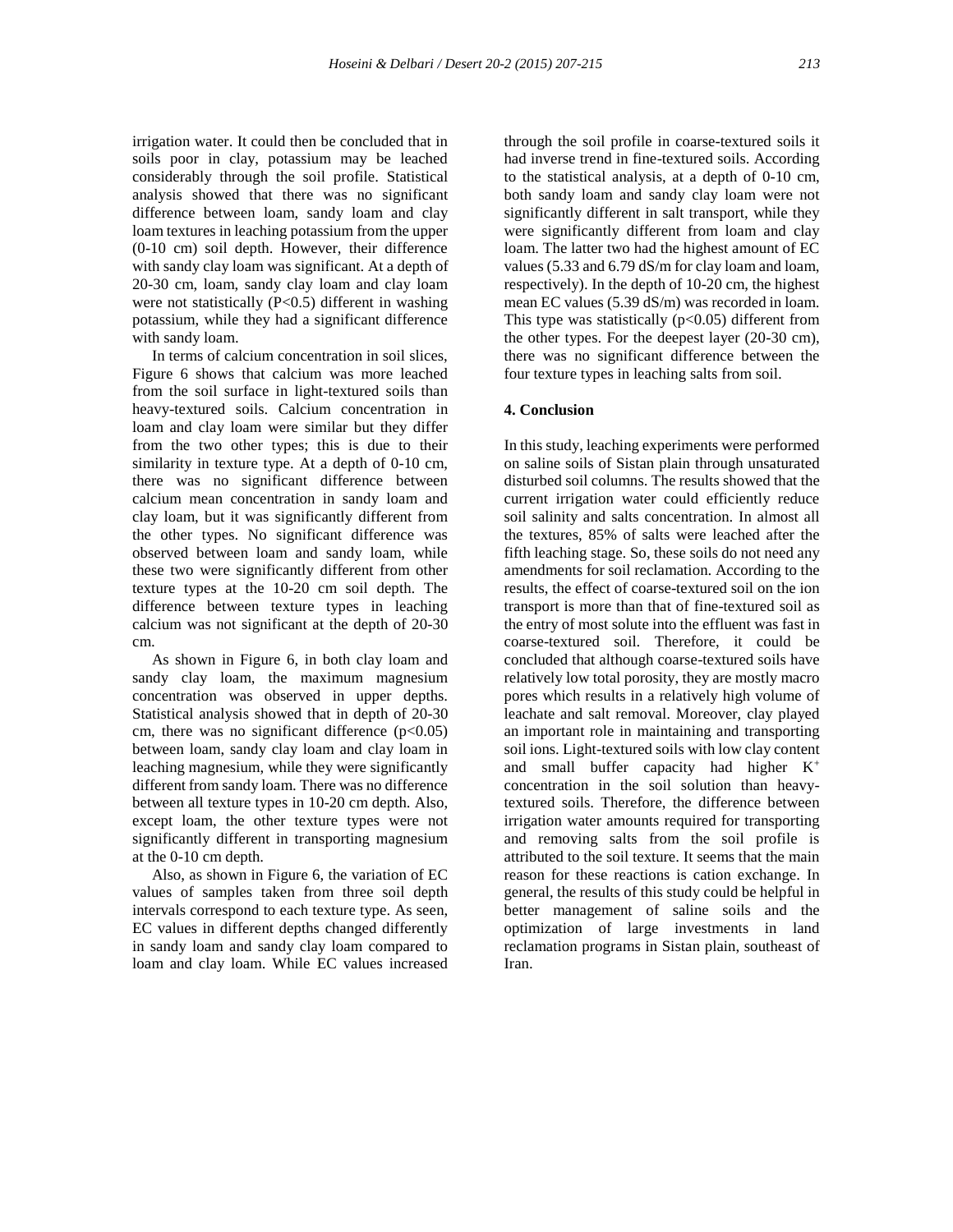irrigation water. It could then be concluded that in soils poor in clay, potassium may be leached considerably through the soil profile. Statistical analysis showed that there was no significant difference between loam, sandy loam and clay loam textures in leaching potassium from the upper (0-10 cm) soil depth. However, their difference with sandy clay loam was significant. At a depth of 20-30 cm, loam, sandy clay loam and clay loam were not statistically ($P<0.5$) different in washing potassium, while they had a significant difference with sandy loam.

In terms of calcium concentration in soil slices, Figure 6 shows that calcium was more leached from the soil surface in light-textured soils than heavy-textured soils. Calcium concentration in loam and clay loam were similar but they differ from the two other types; this is due to their similarity in texture type. At a depth of 0-10 cm, there was no significant difference between calcium mean concentration in sandy loam and clay loam, but it was significantly different from the other types. No significant difference was observed between loam and sandy loam, while these two were significantly different from other texture types at the 10-20 cm soil depth. The difference between texture types in leaching calcium was not significant at the depth of 20-30 cm.

As shown in Figure 6, in both clay loam and sandy clay loam, the maximum magnesium concentration was observed in upper depths. Statistical analysis showed that in depth of 20-30 cm, there was no significant difference ($p<0.05$) between loam, sandy clay loam and clay loam in leaching magnesium, while they were significantly different from sandy loam. There was no difference between all texture types in 10-20 cm depth. Also, except loam, the other texture types were not significantly different in transporting magnesium at the 0-10 cm depth.

Also, as shown in Figure 6, the variation of EC values of samples taken from three soil depth intervals correspond to each texture type. As seen, EC values in different depths changed differently in sandy loam and sandy clay loam compared to loam and clay loam. While EC values increased through the soil profile in coarse-textured soils it had inverse trend in fine-textured soils. According to the statistical analysis, at a depth of 0-10 cm, both sandy loam and sandy clay loam were not significantly different in salt transport, while they were significantly different from loam and clay loam. The latter two had the highest amount of EC values (5.33 and 6.79 dS/m for clay loam and loam, respectively). In the depth of 10-20 cm, the highest mean EC values (5.39 dS/m) was recorded in loam. This type was statistically ($p<0.05$) different from the other types. For the deepest layer (20-30 cm), there was no significant difference between the four texture types in leaching salts from soil.

## 4. Conclusion

In this study, leaching experiments were performed on saline soils of Sistan plain through unsaturated disturbed soil columns. The results showed that the current irrigation water could efficiently reduce soil salinity and salts concentration. In almost all the textures, 85% of salts were leached after the fifth leaching stage. So, these soils do not need any amendments for soil reclamation. According to the results, the effect of coarse-textured soil on the ion transport is more than that of fine-textured soil as the entry of most solute into the effluent was fast in coarse-textured soil. Therefore, it could be concluded that although coarse-textured soils have relatively low total porosity, they are mostly macro pores which results in a relatively high volume of leachate and salt removal. Moreover, clay played an important role in maintaining and transporting soil ions. Light-textured soils with low clay content and small buffer capacity had higher $K^+$ concentration in the soil solution than heavy-textured soils. Therefore, the difference between irrigation water amounts required for transporting and removing salts from the soil profile is attributed to the soil texture. It seems that the main reason for these reactions is cation exchange. In general, the results of this study could be helpful in better management of saline soils and the optimization of large investments in land reclamation programs in Sistan plain, southeast of Iran.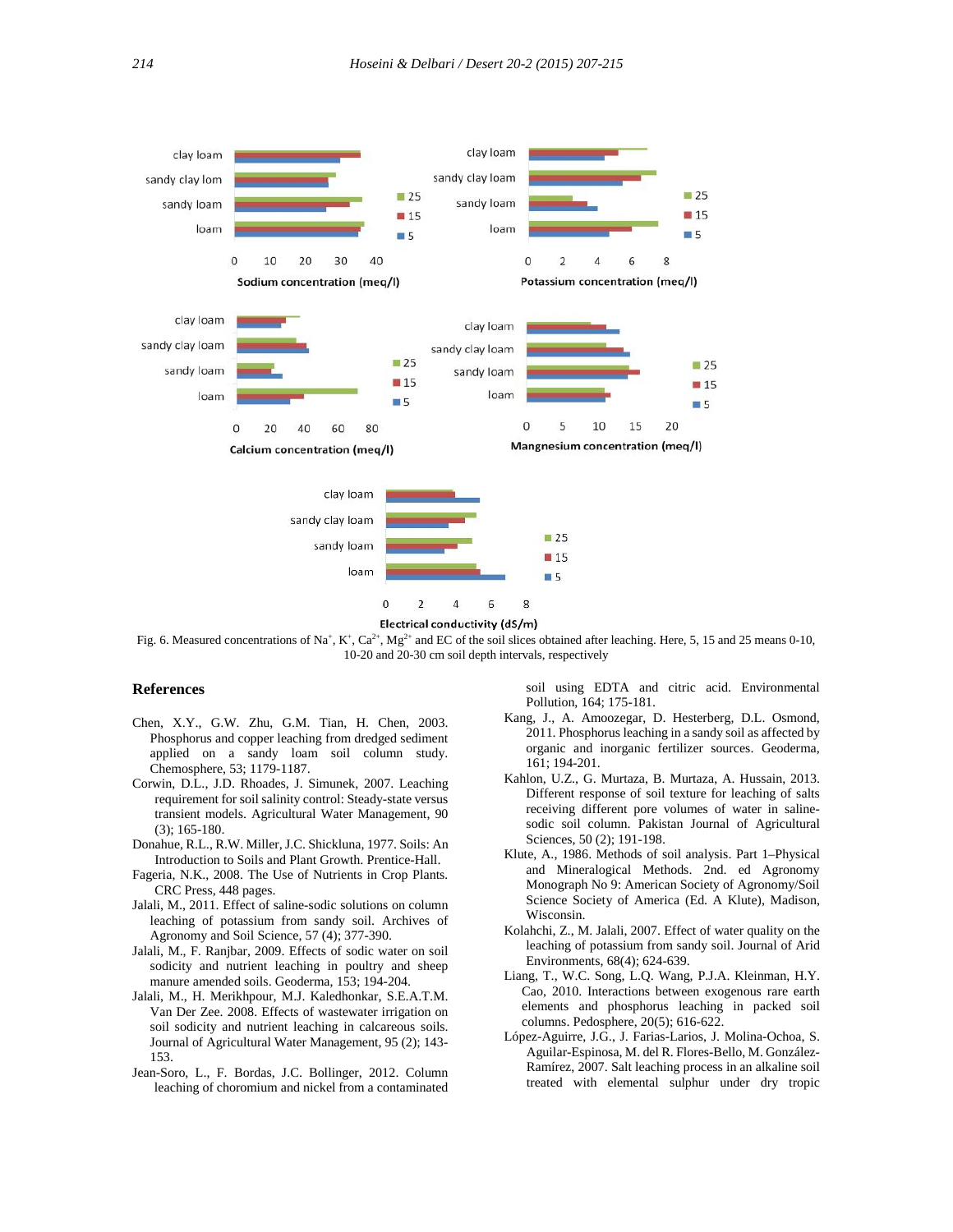Fig. 6. Measured concentrations of $Na^+$, $K^+$, $Ca^{2+}$, $Mg^{2+}$ and EC of the soil slices obtained after leaching. Here, 5, 15 and 25 means 0-10, 10-20 and 20-30 cm soil depth intervals, respectively

## References

Chen, X.Y., G.W. Zhu, G.M. Tian, H. Chen, 2003. Phosphorus and copper leaching from dredged sediment applied on a sandy loam soil column study. Chemosphere, 53; 1179-1187.

Corwin, D.L., J.D. Rhoades, J. Simunek, 2007. Leaching requirement for soil salinity control: Steady-state versus transient models. Agricultural Water Management, 90 (3); 165-180.

Donahue, R.L., R.W. Miller, J.C. Shickluna, 1977. Soils: An Introduction to Soils and Plant Growth. Prentice-Hall.

Fageria, N.K., 2008. The Use of Nutrients in Crop Plants. CRC Press, 448 pages.

Jalali, M., 2011. Effect of saline-sodic solutions on column leaching of potassium from sandy soil. Archives of Agronomy and Soil Science, 57 (4); 377-390.

Jalali, M., F. Ranjbar, 2009. Effects of sodic water on soil sodicity and nutrient leaching in poultry and sheep manure amended soils. Geoderma, 153; 194-204.

Jalali, M., H. Merikhpour, M.J. Kaledhonkar, S.E.A.T.M. Van Der Zee. 2008. Effects of wastewater irrigation on soil sodicity and nutrient leaching in calcareous soils. Journal of Agricultural Water Management, 95 (2); 143-153.

Jean-Soro, L., F. Bordas, J.C. Bollinger, 2012. Column leaching of choromium and nickel from a contaminated soil using EDTA and citric acid. Environmental Pollution, 164; 175-181.

Kang, J., A. Amoozegar, D. Hesterberg, D.L. Osmond, 2011. Phosphorus leaching in a sandy soil as affected by organic and inorganic fertilizer sources. Geoderma, 161; 194-201.

Kahlon, U.Z., G. Murtaza, B. Murtaza, A. Hussain, 2013. Different response of soil texture for leaching of salts receiving different pore volumes of water in saline-sodic soil column. Pakistan Journal of Agricultural Sciences, 50 (2); 191-198.

Klute, A., 1986. Methods of soil analysis. Part 1–Physical and Mineralogical Methods. 2nd. ed Agronomy Monograph No 9: American Society of Agronomy/Soil Science Society of America (Ed. A Klute), Madison, Wisconsin.

Kolahchi, Z., M. Jalali, 2007. Effect of water quality on the leaching of potassium from sandy soil. Journal of Arid Environments, 68(4); 624-639.

Liang, T., W.C. Song, L.Q. Wang, P.J.A. Kleinman, H.Y. Cao, 2010. Interactions between exogenous rare earth elements and phosphorus leaching in packed soil columns. Pedosphere, 20(5); 616-622.

López-Aguirre, J.G., J. Farias-Larios, J. Molina-Ochoa, S. Aguilar-Espinosa, M. del R. Flores-Bello, M. González-Ramírez, 2007. Salt leaching process in an alkaline soil treated with elemental sulphur under dry tropic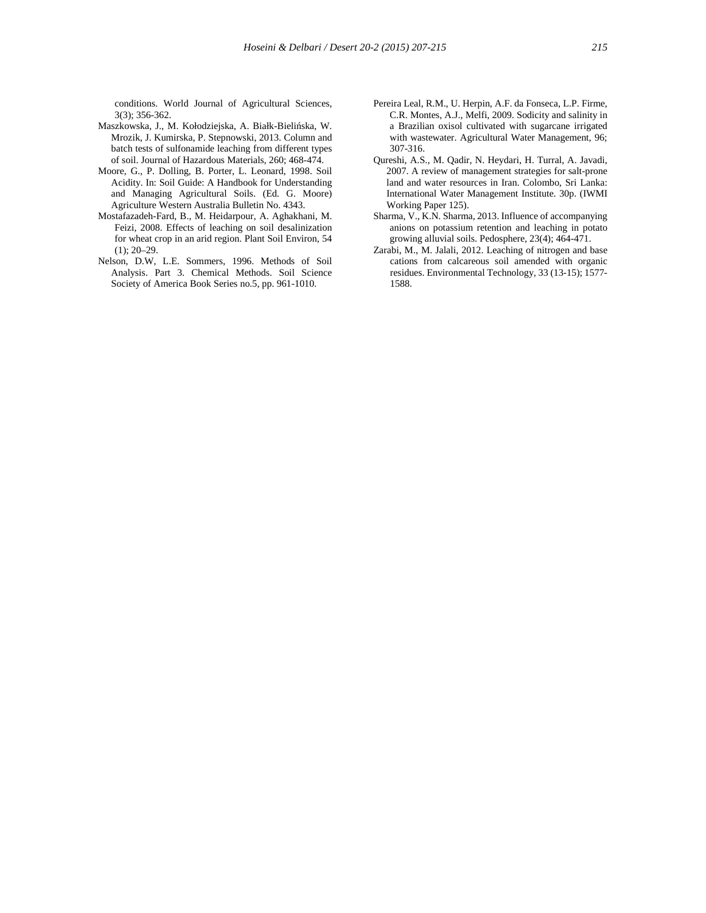conditions. World Journal of Agricultural Sciences, 3(3); 356-362.

Maszkowska, J., M. Kołodziejska, A. Białk-Bielińska, W. Mrozik, J. Kumirska, P. Stepnowski, 2013. Column and batch tests of sulfonamide leaching from different types of soil. Journal of Hazardous Materials, 260; 468-474.

Moore, G., P. Dolling, B. Porter, L. Leonard, 1998. Soil Acidity. In: Soil Guide: A Handbook for Understanding and Managing Agricultural Soils. (Ed. G. Moore) Agriculture Western Australia Bulletin No. 4343.

Mostafazadeh-Fard, B., M. Heidarpour, A. Aghakhani, M. Feizi, 2008. Effects of leaching on soil desalinization for wheat crop in an arid region. Plant Soil Environ, 54 (1); 20–29.

Nelson, D.W, L.E. Sommers, 1996. Methods of Soil Analysis. Part 3. Chemical Methods. Soil Science Society of America Book Series no.5, pp. 961-1010.

Pereira Leal, R.M., U. Herpin, A.F. da Fonseca, L.P. Firme, C.R. Montes, A.J., Melfi, 2009. Sodicity and salinity in a Brazilian oxisol cultivated with sugarcane irrigated with wastewater. Agricultural Water Management, 96; 307-316.

Qureshi, A.S., M. Qadir, N. Heydari, H. Turral, A. Javadi, 2007. A review of management strategies for salt-prone land and water resources in Iran. Colombo, Sri Lanka: International Water Management Institute. 30p. (IWMI Working Paper 125).

Sharma, V., K.N. Sharma, 2013. Influence of accompanying anions on potassium retention and leaching in potato growing alluvial soils. Pedosphere, 23(4); 464-471.

Zarabi, M., M. Jalali, 2012. Leaching of nitrogen and base cations from calcareous soil amended with organic residues. Environmental Technology, 33 (13-15); 1577-1588.